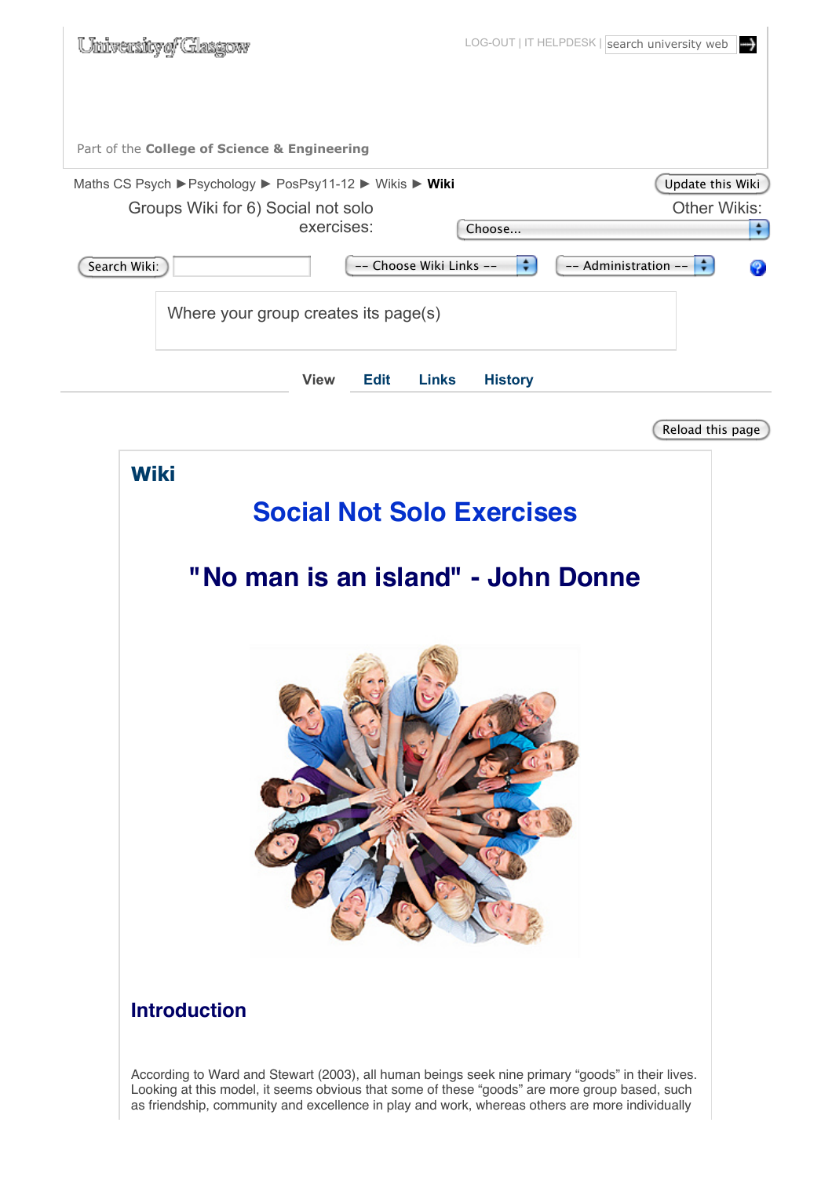University of Glasgow

LOG-OUT | IT HELPDESK | search university web

Part of the **College of Science & Engineering**

Maths CS Psych ► Psychology ► PosPsy11-12 ► Wikis ► **Wiki**

Update this Wiki

Groups Wiki for 6) Social not solo exercises:

Other Wikis: Choose...

Search Wiki: | -- Choose Wiki Links -- | -- Administration --

Where your group creates its page(s)

View | Edit | Links | History

Reload this page

## Wiki

# Social Not Solo Exercises

# "No man is an island" - John Donne

## Introduction

According to Ward and Stewart (2003), all human beings seek nine primary "goods" in their lives. Looking at this model, it seems obvious that some of these "goods" are more group based, such as friendship, community and excellence in play and work, whereas others are more individually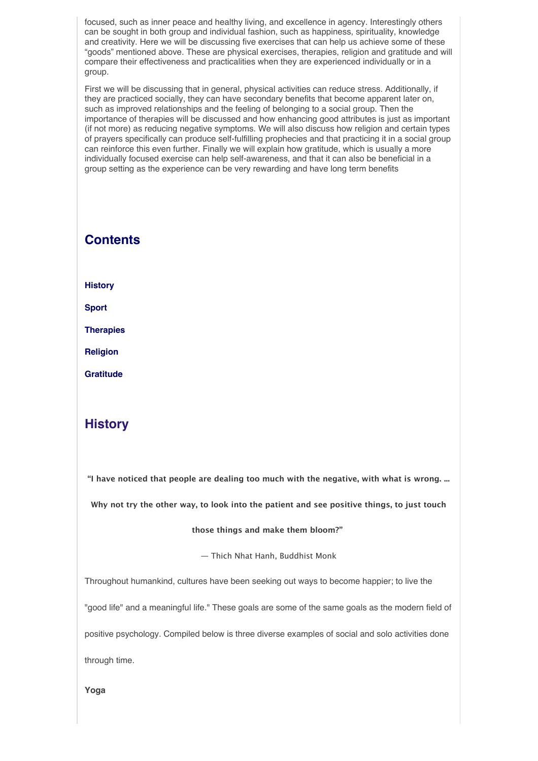focused, such as inner peace and healthy living, and excellence in agency. Interestingly others can be sought in both group and individual fashion, such as happiness, spirituality, knowledge and creativity. Here we will be discussing five exercises that can help us achieve some of these "goods" mentioned above. These are physical exercises, therapies, religion and gratitude and will compare their effectiveness and practicalities when they are experienced individually or in a group.

First we will be discussing that in general, physical activities can reduce stress. Additionally, if they are practiced socially, they can have secondary benefits that become apparent later on, such as improved relationships and the feeling of belonging to a social group. Then the importance of therapies will be discussed and how enhancing good attributes is just as important (if not more) as reducing negative symptoms. We will also discuss how religion and certain types of prayers specifically can produce self-fulfilling prophecies and that practicing it in a social group can reinforce this even further. Finally we will explain how gratitude, which is usually a more individually focused exercise can help self-awareness, and that it can also be beneficial in a group setting as the experience can be very rewarding and have long term benefits

## Contents

**History**

**Sport**

**Therapies**

**Religion**

**Gratitude**

## History

**"I have noticed that people are dealing too much with the negative, with what is wrong. ... Why not try the other way, to look into the patient and see positive things, to just touch those things and make them bloom?"**

— Thich Nhat Hanh, Buddhist Monk

Throughout humankind, cultures have been seeking out ways to become happier; to live the "good life" and a meaningful life." These goals are some of the same goals as the modern field of positive psychology. Compiled below is three diverse examples of social and solo activities done through time.

**Yoga**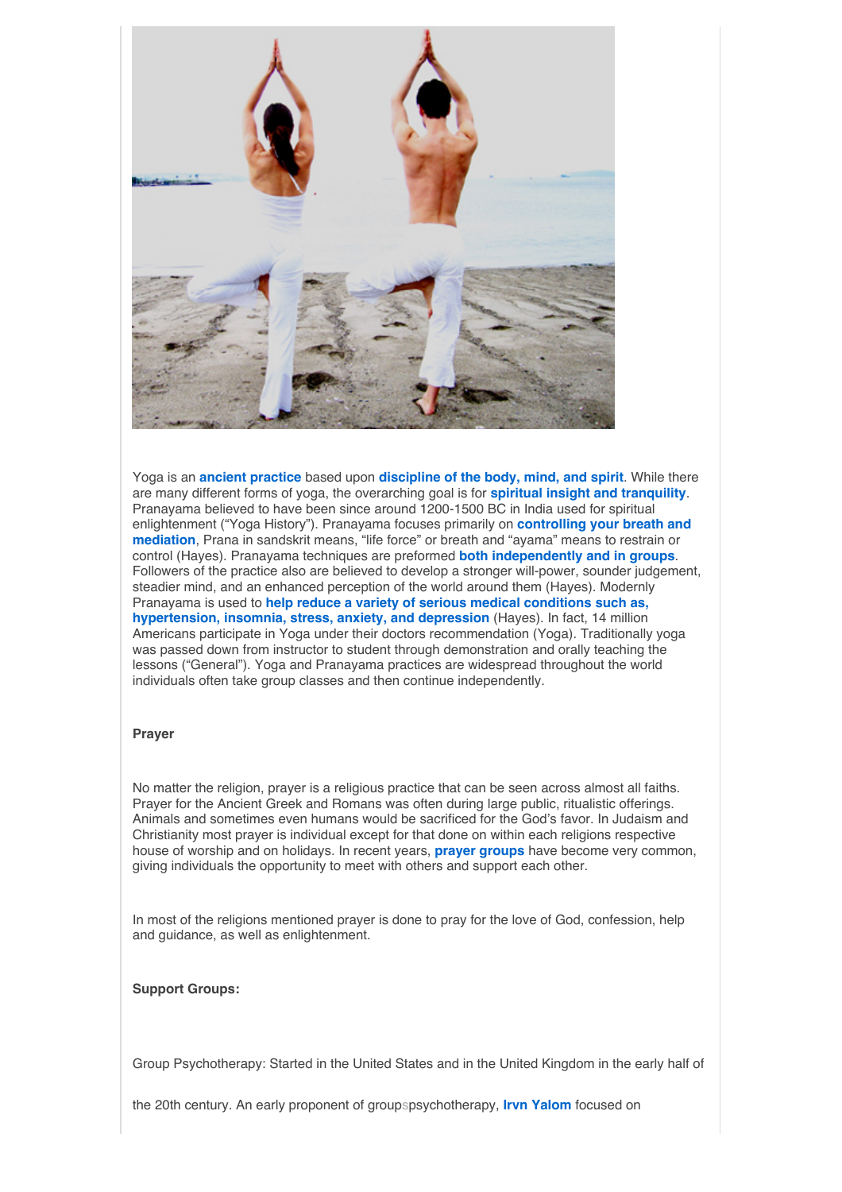Yoga is an **ancient practice** based upon **discipline of the body, mind, and spirit**. While there are many different forms of yoga, the overarching goal is for **spiritual insight and tranquility**. Pranayama believed to have been since around 1200-1500 BC in India used for spiritual enlightenment ("Yoga History"). Pranayama focuses primarily on **controlling your breath and mediation**, Prana in sandskrit means, "life force" or breath and "ayama" means to restrain or control (Hayes). Pranayama techniques are preformed **both independently and in groups**. Followers of the practice also are believed to develop a stronger will-power, sounder judgement, steadier mind, and an enhanced perception of the world around them (Hayes). Modernly Pranayama is used to **help reduce a variety of serious medical conditions such as, hypertension, insomnia, stress, anxiety, and depression** (Hayes). In fact, 14 million Americans participate in Yoga under their doctors recommendation (Yoga). Traditionally yoga was passed down from instructor to student through demonstration and orally teaching the lessons ("General"). Yoga and Pranayama practices are widespread throughout the world individuals often take group classes and then continue independently.

**Prayer**

No matter the religion, prayer is a religious practice that can be seen across almost all faiths. Prayer for the Ancient Greek and Romans was often during large public, ritualistic offerings. Animals and sometimes even humans would be sacrificed for the God's favor. In Judaism and Christianity most prayer is individual except for that done on within each religions respective house of worship and on holidays. In recent years, **prayer groups** have become very common, giving individuals the opportunity to meet with others and support each other.

In most of the religions mentioned prayer is done to pray for the love of God, confession, help and guidance, as well as enlightenment.

**Support Groups:**

Group Psychotherapy: Started in the United States and in the United Kingdom in the early half of

the 20th century. An early proponent of groupspsychotherapy, **Irvn Yalom** focused on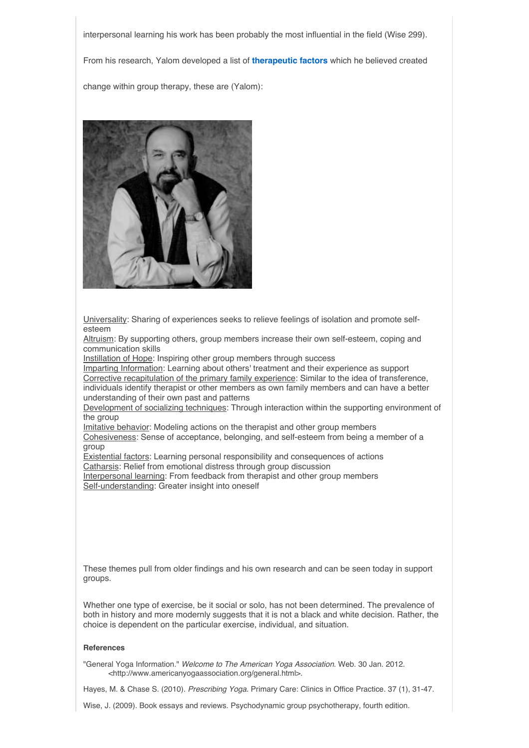interpersonal learning his work has been probably the most influential in the field (Wise 299).

From his research, Yalom developed a list of **therapeutic factors** which he believed created change within group therapy, these are (Yalom):

Universality: Sharing of experiences seeks to relieve feelings of isolation and promote self-esteem
Altruism: By supporting others, group members increase their own self-esteem, coping and communication skills
Instillation of Hope: Inspiring other group members through success
Imparting Information: Learning about others' treatment and their experience as support
Corrective recapitulation of the primary family experience: Similar to the idea of transference, individuals identify therapist or other members as own family members and can have a better understanding of their own past and patterns
Development of socializing techniques: Through interaction within the supporting environment of the group
Imitative behavior: Modeling actions on the therapist and other group members
Cohesiveness: Sense of acceptance, belonging, and self-esteem from being a member of a group
Existential factors: Learning personal responsibility and consequences of actions
Catharsis: Relief from emotional distress through group discussion
Interpersonal learning: From feedback from therapist and other group members
Self-understanding: Greater insight into oneself

These themes pull from older findings and his own research and can be seen today in support groups.

Whether one type of exercise, be it social or solo, has not been determined. The prevalence of both in history and more modernly suggests that it is not a black and white decision. Rather, the choice is dependent on the particular exercise, individual, and situation.

**References**

"General Yoga Information." *Welcome to The American Yoga Association*. Web. 30 Jan. 2012. <http://www.americanyogaassociation.org/general.html>.

Hayes, M. & Chase S. (2010). *Prescribing Yoga*. Primary Care: Clinics in Office Practice. 37 (1), 31-47.

Wise, J. (2009). Book essays and reviews. Psychodynamic group psychotherapy, fourth edition.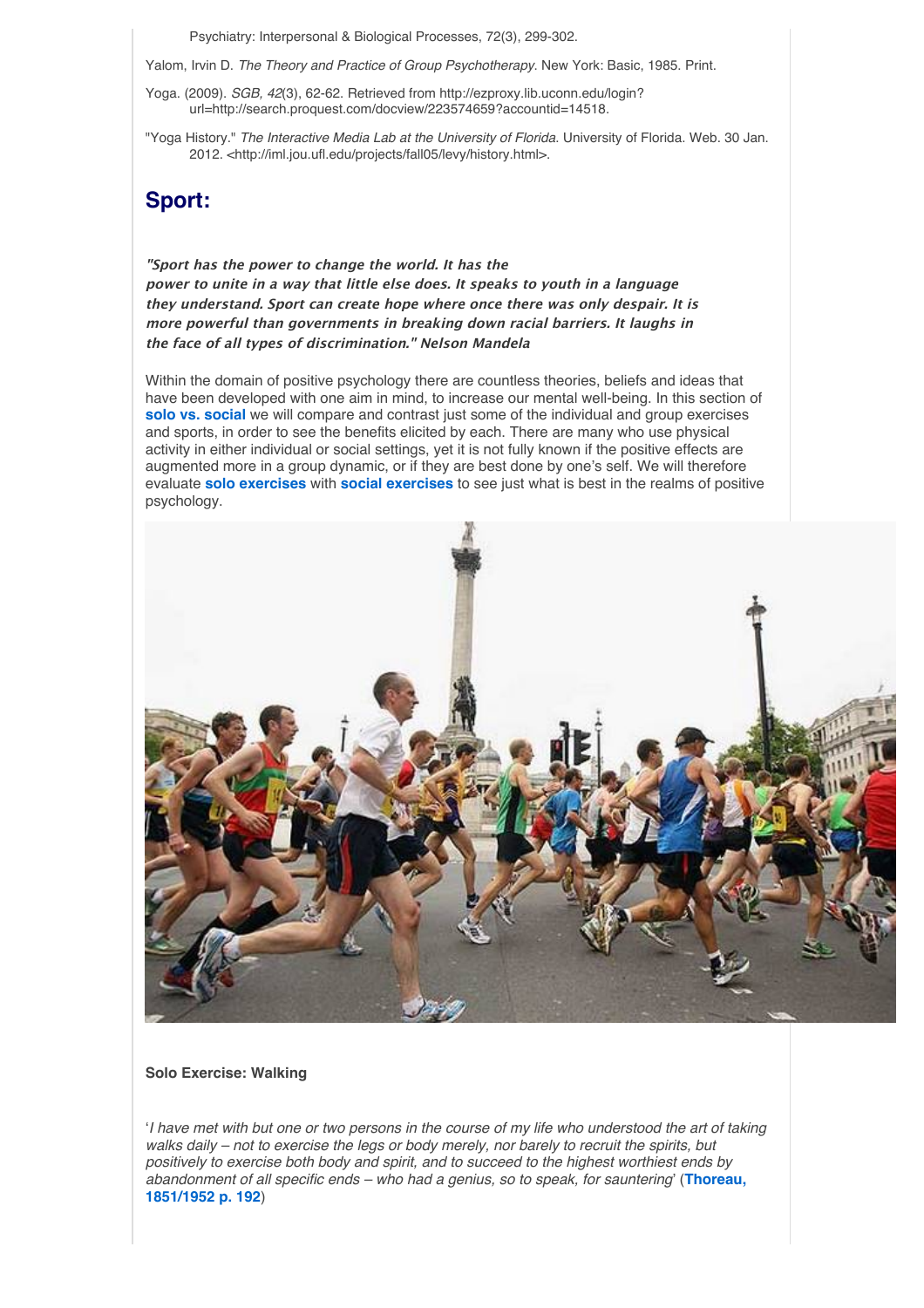Psychiatry: Interpersonal & Biological Processes, 72(3), 299-302.

Yalom, Irvin D. *The Theory and Practice of Group Psychotherapy.* New York: Basic, 1985. Print.

Yoga. (2009). *SGB, 42*(3), 62-62. Retrieved from http://ezproxy.lib.uconn.edu/login?url=http://search.proquest.com/docview/223574659?accountid=14518.

"Yoga History." *The Interactive Media Lab at the University of Florida.* University of Florida. Web. 30 Jan. 2012. <http://iml.jou.ufl.edu/projects/fall05/levy/history.html>.

## Sport:

***"Sport has the power to change the world. It has the power to unite in a way that little else does. It speaks to youth in a language they understand. Sport can create hope where once there was only despair. It is more powerful than governments in breaking down racial barriers. It laughs in the face of all types of discrimination." Nelson Mandela***

Within the domain of positive psychology there are countless theories, beliefs and ideas that have been developed with one aim in mind, to increase our mental well-being. In this section of **solo vs. social** we will compare and contrast just some of the individual and group exercises and sports, in order to see the benefits elicited by each. There are many who use physical activity in either individual or social settings, yet it is not fully known if the positive effects are augmented more in a group dynamic, or if they are best done by one's self. We will therefore evaluate **solo exercises** with **social exercises** to see just what is best in the realms of positive psychology.

**Solo Exercise: Walking**

'*I have met with but one or two persons in the course of my life who understood the art of taking walks daily – not to exercise the legs or body merely, nor barely to recruit the spirits, but positively to exercise both body and spirit, and to succeed to the highest worthiest ends by abandonment of all specific ends – who had a genius, so to speak, for sauntering*' (**Thoreau, 1851/1952 p. 192**)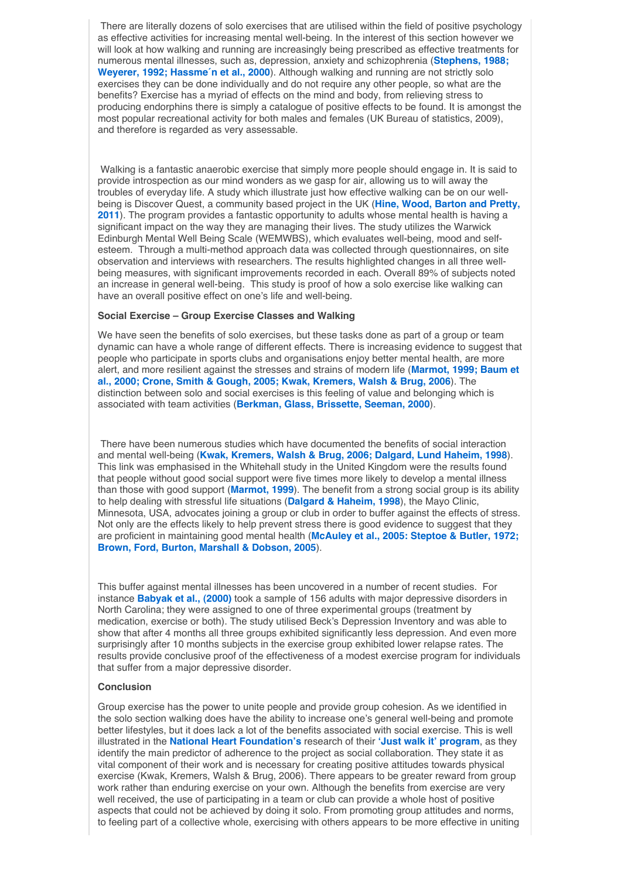There are literally dozens of solo exercises that are utilised within the field of positive psychology as effective activities for increasing mental well-being. In the interest of this section however we will look at how walking and running are increasingly being prescribed as effective treatments for numerous mental illnesses, such as, depression, anxiety and schizophrenia (**Stephens, 1988; Weyerer, 1992; Hassme´n et al., 2000**). Although walking and running are not strictly solo exercises they can be done individually and do not require any other people, so what are the benefits? Exercise has a myriad of effects on the mind and body, from relieving stress to producing endorphins there is simply a catalogue of positive effects to be found. It is amongst the most popular recreational activity for both males and females (UK Bureau of statistics, 2009), and therefore is regarded as very assessable.

Walking is a fantastic anaerobic exercise that simply more people should engage in. It is said to provide introspection as our mind wonders as we gasp for air, allowing us to will away the troubles of everyday life. A study which illustrate just how effective walking can be on our well-being is Discover Quest, a community based project in the UK (**Hine, Wood, Barton and Pretty, 2011**). The program provides a fantastic opportunity to adults whose mental health is having a significant impact on the way they are managing their lives. The study utilizes the Warwick Edinburgh Mental Well Being Scale (WEMWBS), which evaluates well-being, mood and self-esteem. Through a multi-method approach data was collected through questionnaires, on site observation and interviews with researchers. The results highlighted changes in all three well-being measures, with significant improvements recorded in each. Overall 89% of subjects noted an increase in general well-being. This study is proof of how a solo exercise like walking can have an overall positive effect on one's life and well-being.

**Social Exercise – Group Exercise Classes and Walking**

We have seen the benefits of solo exercises, but these tasks done as part of a group or team dynamic can have a whole range of different effects. There is increasing evidence to suggest that people who participate in sports clubs and organisations enjoy better mental health, are more alert, and more resilient against the stresses and strains of modern life (**Marmot, 1999; Baum et al., 2000; Crone, Smith & Gough, 2005; Kwak, Kremers, Walsh & Brug, 2006**). The distinction between solo and social exercises is this feeling of value and belonging which is associated with team activities (**Berkman, Glass, Brissette, Seeman, 2000**).

There have been numerous studies which have documented the benefits of social interaction and mental well-being (**Kwak, Kremers, Walsh & Brug, 2006; Dalgard, Lund Haheim, 1998**). This link was emphasised in the Whitehall study in the United Kingdom were the results found that people without good social support were five times more likely to develop a mental illness than those with good support (**Marmot, 1999**). The benefit from a strong social group is its ability to help dealing with stressful life situations (**Dalgard & Haheim, 1998**), the Mayo Clinic, Minnesota, USA, advocates joining a group or club in order to buffer against the effects of stress. Not only are the effects likely to help prevent stress there is good evidence to suggest that they are proficient in maintaining good mental health (**McAuley et al., 2005: Steptoe & Butler, 1972; Brown, Ford, Burton, Marshall & Dobson, 2005**).

This buffer against mental illnesses has been uncovered in a number of recent studies. For instance **Babyak et al., (2000)** took a sample of 156 adults with major depressive disorders in North Carolina; they were assigned to one of three experimental groups (treatment by medication, exercise or both). The study utilised Beck's Depression Inventory and was able to show that after 4 months all three groups exhibited significantly less depression. And even more surprisingly after 10 months subjects in the exercise group exhibited lower relapse rates. The results provide conclusive proof of the effectiveness of a modest exercise program for individuals that suffer from a major depressive disorder.

**Conclusion**

Group exercise has the power to unite people and provide group cohesion. As we identified in the solo section walking does have the ability to increase one's general well-being and promote better lifestyles, but it does lack a lot of the benefits associated with social exercise. This is well illustrated in the **National Heart Foundation's** research of their **'Just walk it' program**, as they identify the main predictor of adherence to the project as social collaboration. They state it as vital component of their work and is necessary for creating positive attitudes towards physical exercise (Kwak, Kremers, Walsh & Brug, 2006). There appears to be greater reward from group work rather than enduring exercise on your own. Although the benefits from exercise are very well received, the use of participating in a team or club can provide a whole host of positive aspects that could not be achieved by doing it solo. From promoting group attitudes and norms, to feeling part of a collective whole, exercising with others appears to be more effective in uniting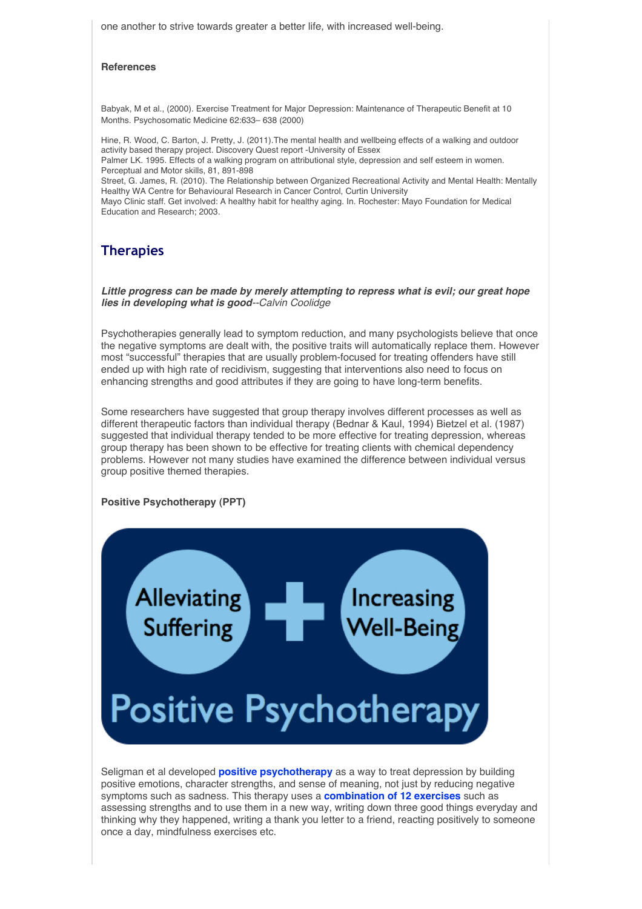one another to strive towards greater a better life, with increased well-being.

**References**

Babyak, M et al., (2000). Exercise Treatment for Major Depression: Maintenance of Therapeutic Benefit at 10 Months. Psychosomatic Medicine 62:633– 638 (2000)

Hine, R. Wood, C. Barton, J. Pretty, J. (2011).The mental health and wellbeing effects of a walking and outdoor activity based therapy project. Discovery Quest report -University of Essex

Palmer LK. 1995. Effects of a walking program on attributional style, depression and self esteem in women. Perceptual and Motor skills, 81, 891-898

Street, G. James, R. (2010). The Relationship between Organized Recreational Activity and Mental Health: Mentally Healthy WA Centre for Behavioural Research in Cancer Control, Curtin University

Mayo Clinic staff. Get involved: A healthy habit for healthy aging. In. Rochester: Mayo Foundation for Medical Education and Research; 2003.

## Therapies

***Little progress can be made by merely attempting to repress what is evil; our great hope lies in developing what is good****--Calvin Coolidge*

Psychotherapies generally lead to symptom reduction, and many psychologists believe that once the negative symptoms are dealt with, the positive traits will automatically replace them. However most "successful" therapies that are usually problem-focused for treating offenders have still ended up with high rate of recidivism, suggesting that interventions also need to focus on enhancing strengths and good attributes if they are going to have long-term benefits.

Some researchers have suggested that group therapy involves different processes as well as different therapeutic factors than individual therapy (Bednar & Kaul, 1994) Bietzel et al. (1987) suggested that individual therapy tended to be more effective for treating depression, whereas group therapy has been shown to be effective for treating clients with chemical dependency problems. However not many studies have examined the difference between individual versus group positive themed therapies.

**Positive Psychotherapy (PPT)**

Alleviating Suffering + Increasing Well-Being

Positive Psychotherapy

Seligman et al developed **positive psychotherapy** as a way to treat depression by building positive emotions, character strengths, and sense of meaning, not just by reducing negative symptoms such as sadness. This therapy uses a **combination of 12 exercises** such as assessing strengths and to use them in a new way, writing down three good things everyday and thinking why they happened, writing a thank you letter to a friend, reacting positively to someone once a day, mindfulness exercises etc.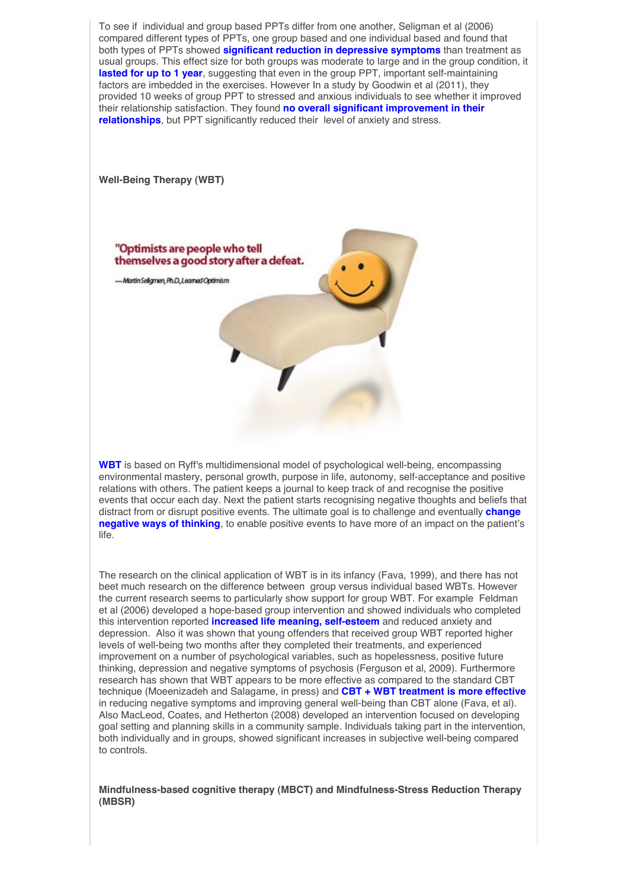To see if individual and group based PPTs differ from one another, Seligman et al (2006) compared different types of PPTs, one group based and one individual based and found that both types of PPTs showed **significant reduction in depressive symptoms** than treatment as usual groups. This effect size for both groups was moderate to large and in the group condition, it **lasted for up to 1 year**, suggesting that even in the group PPT, important self-maintaining factors are imbedded in the exercises. However In a study by Goodwin et al (2011), they provided 10 weeks of group PPT to stressed and anxious individuals to see whether it improved their relationship satisfaction. They found **no overall significant improvement in their relationships**, but PPT significantly reduced their level of anxiety and stress.

**Well-Being Therapy (WBT)**

**WBT** is based on Ryff's multidimensional model of psychological well-being, encompassing environmental mastery, personal growth, purpose in life, autonomy, self-acceptance and positive relations with others. The patient keeps a journal to keep track of and recognise the positive events that occur each day. Next the patient starts recognising negative thoughts and beliefs that distract from or disrupt positive events. The ultimate goal is to challenge and eventually **change negative ways of thinking**, to enable positive events to have more of an impact on the patient's life.

The research on the clinical application of WBT is in its infancy (Fava, 1999), and there has not beet much research on the difference between group versus individual based WBTs. However the current research seems to particularly show support for group WBT. For example Feldman et al (2006) developed a hope-based group intervention and showed individuals who completed this intervention reported **increased life meaning, self-esteem** and reduced anxiety and depression. Also it was shown that young offenders that received group WBT reported higher levels of well-being two months after they completed their treatments, and experienced improvement on a number of psychological variables, such as hopelessness, positive future thinking, depression and negative symptoms of psychosis (Ferguson et al, 2009). Furthermore research has shown that WBT appears to be more effective as compared to the standard CBT technique (Moeenizadeh and Salagame, in press) and **CBT + WBT treatment is more effective** in reducing negative symptoms and improving general well-being than CBT alone (Fava, et al). Also MacLeod, Coates, and Hetherton (2008) developed an intervention focused on developing goal setting and planning skills in a community sample. Individuals taking part in the intervention, both individually and in groups, showed significant increases in subjective well-being compared to controls.

**Mindfulness-based cognitive therapy (MBCT) and Mindfulness-Stress Reduction Therapy (MBSR)**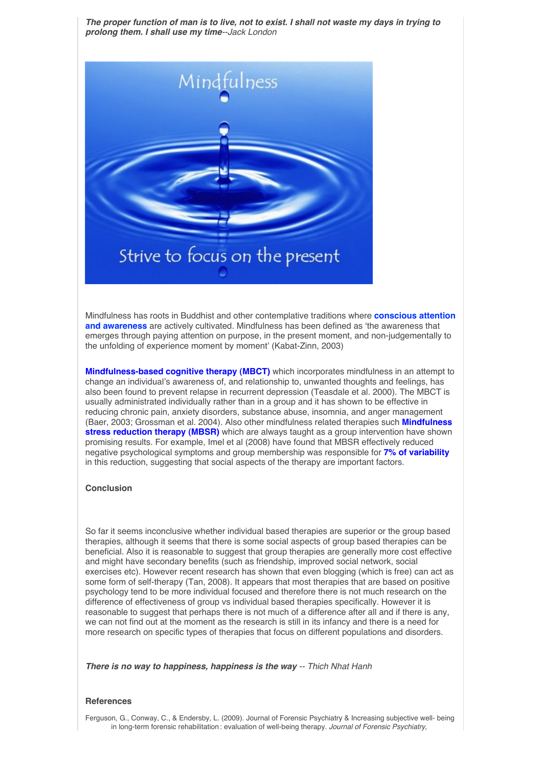***The proper function of man is to live, not to exist. I shall not waste my days in trying to prolong them. I shall use my time****--Jack London*

Mindfulness has roots in Buddhist and other contemplative traditions where **conscious attention and awareness** are actively cultivated. Mindfulness has been defined as 'the awareness that emerges through paying attention on purpose, in the present moment, and non-judgementally to the unfolding of experience moment by moment' (Kabat-Zinn, 2003)

**Mindfulness-based cognitive therapy (MBCT)** which incorporates mindfulness in an attempt to change an individual's awareness of, and relationship to, unwanted thoughts and feelings, has also been found to prevent relapse in recurrent depression (Teasdale et al. 2000). The MBCT is usually administrated individually rather than in a group and it has shown to be effective in reducing chronic pain, anxiety disorders, substance abuse, insomnia, and anger management (Baer, 2003; Grossman et al. 2004). Also other mindfulness related therapies such **Mindfulness stress reduction therapy (MBSR)** which are always taught as a group intervention have shown promising results. For example, Imel et al (2008) have found that MBSR effectively reduced negative psychological symptoms and group membership was responsible for **7% of variability** in this reduction, suggesting that social aspects of the therapy are important factors.

**Conclusion**

So far it seems inconclusive whether individual based therapies are superior or the group based therapies, although it seems that there is some social aspects of group based therapies can be beneficial. Also it is reasonable to suggest that group therapies are generally more cost effective and might have secondary benefits (such as friendship, improved social network, social exercises etc). However recent research has shown that even blogging (which is free) can act as some form of self-therapy (Tan, 2008). It appears that most therapies that are based on positive psychology tend to be more individual focused and therefore there is not much research on the difference of effectiveness of group vs individual based therapies specifically. However it is reasonable to suggest that perhaps there is not much of a difference after all and if there is any, we can not find out at the moment as the research is still in its infancy and there is a need for more research on specific types of therapies that focus on different populations and disorders.

***There is no way to happiness, happiness is the way*** *-- Thich Nhat Hanh*

**References**

Ferguson, G., Conway, C., & Endersby, L. (2009). Journal of Forensic Psychiatry & Increasing subjective well- being in long-term forensic rehabilitation : evaluation of well-being therapy. *Journal of Forensic Psychiatry,*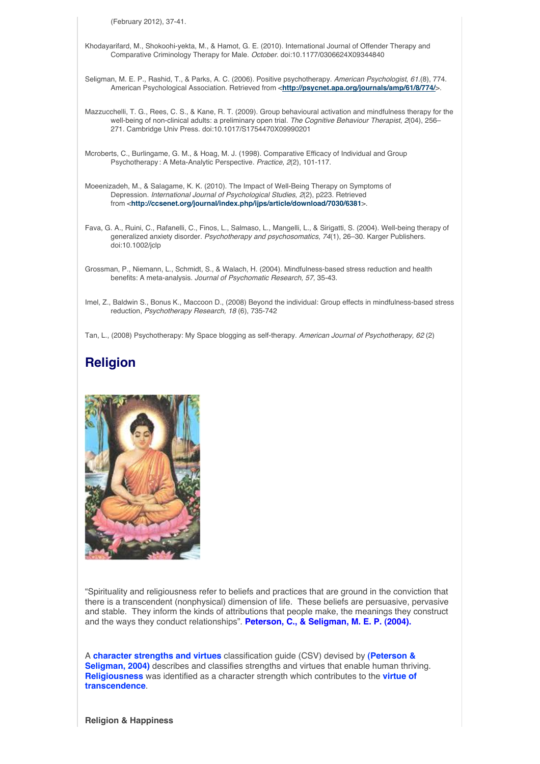(February 2012), 37-41.

Khodayarifard, M., Shokoohi-yekta, M., & Hamot, G. E. (2010). International Journal of Offender Therapy and Comparative Criminology Therapy for Male. *October.* doi:10.1177/0306624X09344840

Seligman, M. E. P., Rashid, T., & Parks, A. C. (2006). Positive psychotherapy. *American Psychologist*, *61*.(8), 774. American Psychological Association. Retrieved from <**http://psycnet.apa.org/journals/amp/61/8/774/**>.

Mazzucchelli, T. G., Rees, C. S., & Kane, R. T. (2009). Group behavioural activation and mindfulness therapy for the well-being of non-clinical adults: a preliminary open trial. *The Cognitive Behaviour Therapist*, *2*(04), 256–271. Cambridge Univ Press. doi:10.1017/S1754470X09990201

Mcroberts, C., Burlingame, G. M., & Hoag, M. J. (1998). Comparative Efficacy of Individual and Group Psychotherapy : A Meta-Analytic Perspective. *Practice*, *2*(2), 101-117.

Moeenizadeh, M., & Salagame, K. K. (2010). The Impact of Well-Being Therapy on Symptoms of Depression. *International Journal of Psychological Studies*, *2*(2), p223. Retrieved from <**http://ccsenet.org/journal/index.php/ijps/article/download/7030/6381**>.

Fava, G. A., Ruini, C., Rafanelli, C., Finos, L., Salmaso, L., Mangelli, L., & Sirigatti, S. (2004). Well-being therapy of generalized anxiety disorder. *Psychotherapy and psychosomatics*, *74*(1), 26–30. Karger Publishers. doi:10.1002/jclp

Grossman, P., Niemann, L., Schmidt, S., & Walach, H. (2004). Mindfulness-based stress reduction and health benefits: A meta-analysis. *Journal of Psychomatic Research, 57,* 35-43.

Imel, Z., Baldwin S., Bonus K., Maccoon D., (2008) Beyond the individual: Group effects in mindfulness-based stress reduction, *Psychotherapy Research, 18* (6), 735-742

Tan, L., (2008) Psychotherapy: My Space blogging as self-therapy. *American Journal of Psychotherapy, 62* (2)

## Religion

"Spirituality and religiousness refer to beliefs and practices that are ground in the conviction that there is a transcendent (nonphysical) dimension of life. These beliefs are persuasive, pervasive and stable. They inform the kinds of attributions that people make, the meanings they construct and the ways they conduct relationships". **Peterson, C., & Seligman, M. E. P. (2004).**

A **character strengths and virtues** classification guide (CSV) devised by **(Peterson & Seligman, 2004)** describes and classifies strengths and virtues that enable human thriving. **Religiousness** was identified as a character strength which contributes to the **virtue of transcendence**.

**Religion & Happiness**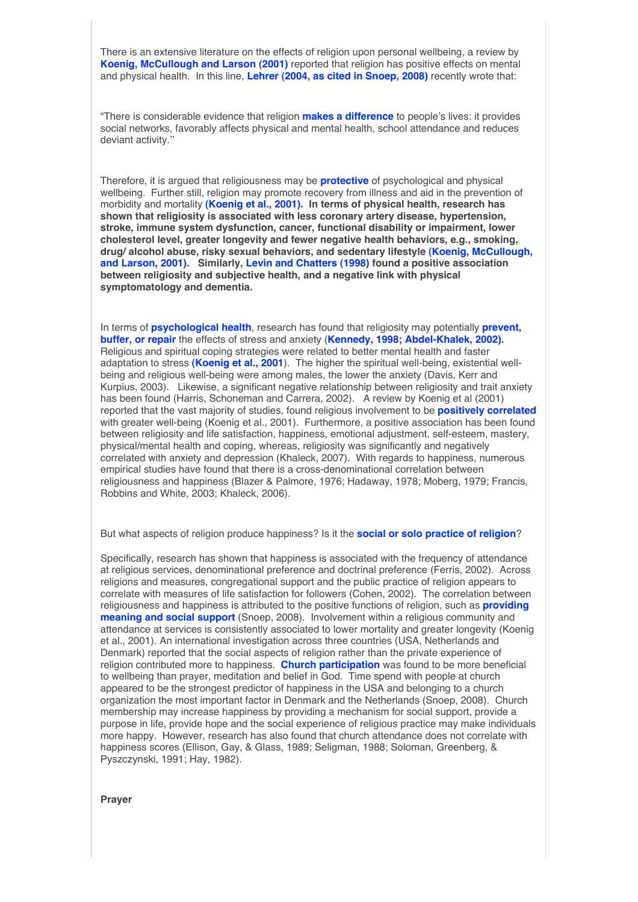There is an extensive literature on the effects of religion upon personal wellbeing, a review by **Koenig, McCullough and Larson (2001)** reported that religion has positive effects on mental and physical health. In this line, **Lehrer (2004, as cited in Snoep, 2008)** recently wrote that:

"There is considerable evidence that religion **makes a difference** to people's lives: it provides social networks, favorably affects physical and mental health, school attendance and reduces deviant activity.''

Therefore, it is argued that religiousness may be **protective** of psychological and physical wellbeing. Further still, religion may promote recovery from illness and aid in the prevention of morbidity and mortality **(Koenig et al., 2001). In terms of physical health, research has shown that religiosity is associated with less coronary artery disease, hypertension, stroke, immune system dysfunction, cancer, functional disability or impairment, lower cholesterol level, greater longevity and fewer negative health behaviors, e.g., smoking, drug/ alcohol abuse, risky sexual behaviors, and sedentary lifestyle (Koenig, McCullough, and Larson, 2001). Similarly, Levin and Chatters (1998) found a positive association between religiosity and subjective health, and a negative link with physical symptomatology and dementia.**

In terms of **psychological health**, research has found that religiosity may potentially **prevent, buffer, or repair** the effects of stress and anxiety (**Kennedy, 1998; Abdel-Khalek, 2002).** Religious and spiritual coping strategies were related to better mental health and faster adaptation to stress **(Koenig et al., 2001**). The higher the spiritual well-being, existential well-being and religious well-being were among males, the lower the anxiety (Davis, Kerr and Kurpius, 2003). Likewise, a significant negative relationship between religiosity and trait anxiety has been found (Harris, Schoneman and Carrera, 2002). A review by Koenig et al (2001) reported that the vast majority of studies, found religious involvement to be **positively correlated** with greater well-being (Koenig et al., 2001). Furthermore, a positive association has been found between religiosity and life satisfaction, happiness, emotional adjustment, self-esteem, mastery, physical/mental health and coping, whereas, religiosity was significantly and negatively correlated with anxiety and depression (Khaleck, 2007). With regards to happiness, numerous empirical studies have found that there is a cross-denominational correlation between religiousness and happiness (Blazer & Palmore, 1976; Hadaway, 1978; Moberg, 1979; Francis, Robbins and White, 2003; Khaleck, 2006).

But what aspects of religion produce happiness? Is it the **social or solo practice of religion**?

Specifically, research has shown that happiness is associated with the frequency of attendance at religious services, denominational preference and doctrinal preference (Ferris, 2002). Across religions and measures, congregational support and the public practice of religion appears to correlate with measures of life satisfaction for followers (Cohen, 2002). The correlation between religiousness and happiness is attributed to the positive functions of religion, such as **providing meaning and social support** (Snoep, 2008). Involvement within a religious community and attendance at services is consistently associated to lower mortality and greater longevity (Koenig et al., 2001). An international investigation across three countries (USA, Netherlands and Denmark) reported that the social aspects of religion rather than the private experience of religion contributed more to happiness. **Church participation** was found to be more beneficial to wellbeing than prayer, meditation and belief in God. Time spend with people at church appeared to be the strongest predictor of happiness in the USA and belonging to a church organization the most important factor in Denmark and the Netherlands (Snoep, 2008). Church membership may increase happiness by providing a mechanism for social support, provide a purpose in life, provide hope and the social experience of religious practice may make individuals more happy. However, research has also found that church attendance does not correlate with happiness scores (Ellison, Gay, & Glass, 1989; Seligman, 1988; Soloman, Greenberg, & Pyszczynski, 1991; Hay, 1982).

**Prayer**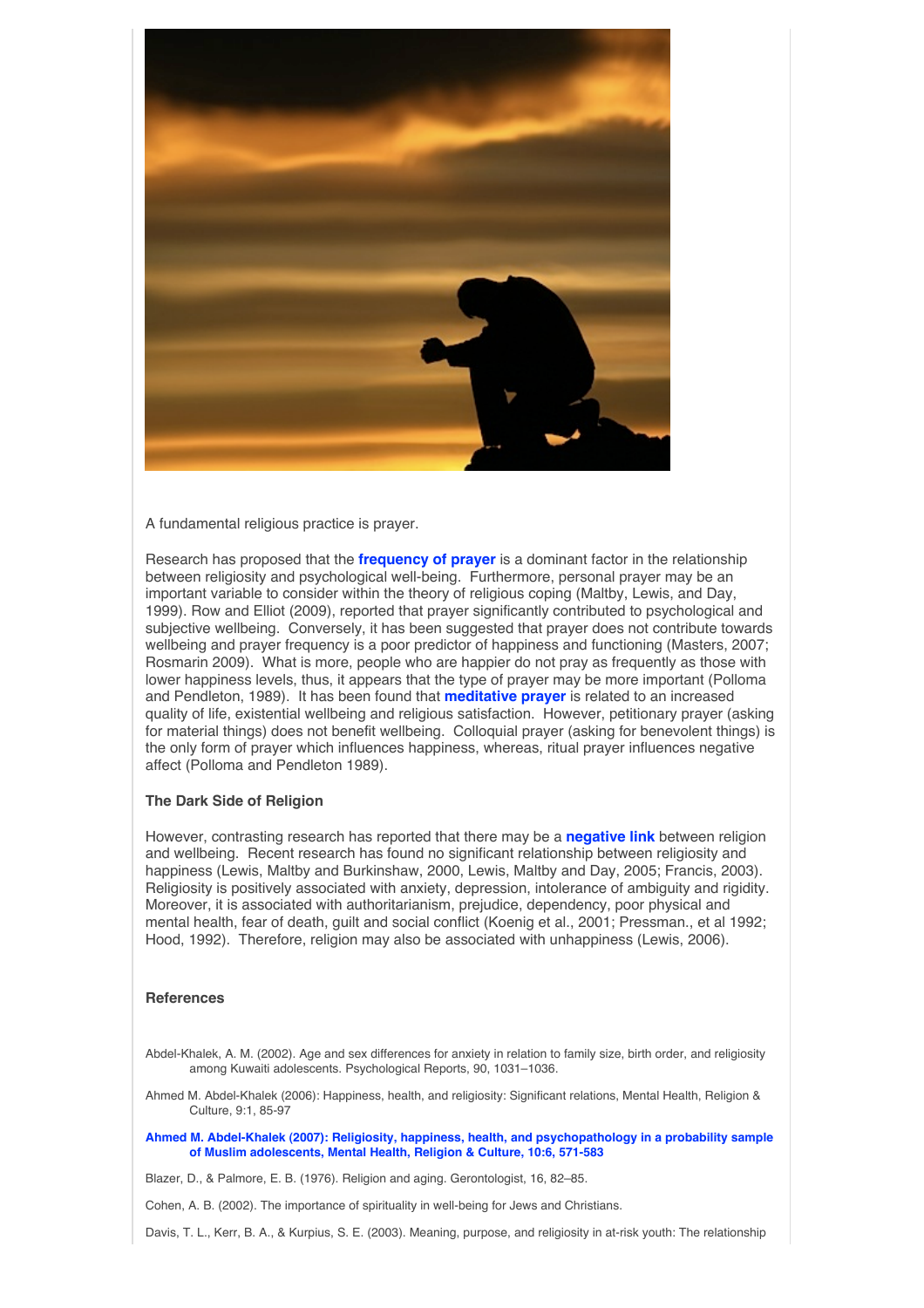A fundamental religious practice is prayer.

Research has proposed that the **frequency of prayer** is a dominant factor in the relationship between religiosity and psychological well-being. Furthermore, personal prayer may be an important variable to consider within the theory of religious coping (Maltby, Lewis, and Day, 1999). Row and Elliot (2009), reported that prayer significantly contributed to psychological and subjective wellbeing. Conversely, it has been suggested that prayer does not contribute towards wellbeing and prayer frequency is a poor predictor of happiness and functioning (Masters, 2007; Rosmarin 2009). What is more, people who are happier do not pray as frequently as those with lower happiness levels, thus, it appears that the type of prayer may be more important (Polloma and Pendleton, 1989). It has been found that **meditative prayer** is related to an increased quality of life, existential wellbeing and religious satisfaction. However, petitionary prayer (asking for material things) does not benefit wellbeing. Colloquial prayer (asking for benevolent things) is the only form of prayer which influences happiness, whereas, ritual prayer influences negative affect (Polloma and Pendleton 1989).

### The Dark Side of Religion

However, contrasting research has reported that there may be a **negative link** between religion and wellbeing. Recent research has found no significant relationship between religiosity and happiness (Lewis, Maltby and Burkinshaw, 2000, Lewis, Maltby and Day, 2005; Francis, 2003). Religiosity is positively associated with anxiety, depression, intolerance of ambiguity and rigidity. Moreover, it is associated with authoritarianism, prejudice, dependency, poor physical and mental health, fear of death, guilt and social conflict (Koenig et al., 2001; Pressman., et al 1992; Hood, 1992). Therefore, religion may also be associated with unhappiness (Lewis, 2006).

### References

Abdel-Khalek, A. M. (2002). Age and sex differences for anxiety in relation to family size, birth order, and religiosity among Kuwaiti adolescents. Psychological Reports, 90, 1031–1036.

Ahmed M. Abdel-Khalek (2006): Happiness, health, and religiosity: Significant relations, Mental Health, Religion & Culture, 9:1, 85-97

**Ahmed M. Abdel-Khalek (2007): Religiosity, happiness, health, and psychopathology in a probability sample of Muslim adolescents, Mental Health, Religion & Culture, 10:6, 571-583**

Blazer, D., & Palmore, E. B. (1976). Religion and aging. Gerontologist, 16, 82–85.

Cohen, A. B. (2002). The importance of spirituality in well-being for Jews and Christians.

Davis, T. L., Kerr, B. A., & Kurpius, S. E. (2003). Meaning, purpose, and religiosity in at-risk youth: The relationship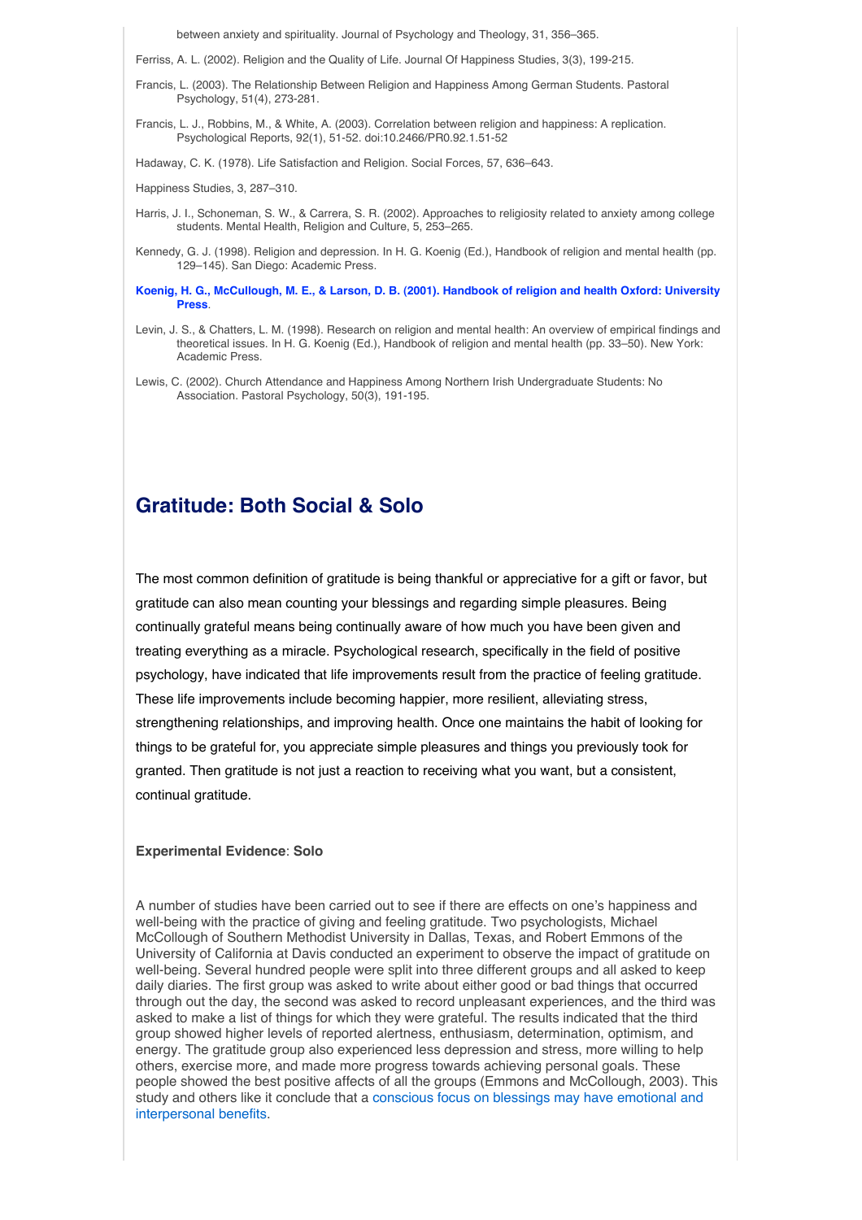between anxiety and spirituality. Journal of Psychology and Theology, 31, 356–365.

Ferriss, A. L. (2002). Religion and the Quality of Life. Journal Of Happiness Studies, 3(3), 199-215.

Francis, L. (2003). The Relationship Between Religion and Happiness Among German Students. Pastoral Psychology, 51(4), 273-281.

Francis, L. J., Robbins, M., & White, A. (2003). Correlation between religion and happiness: A replication. Psychological Reports, 92(1), 51-52. doi:10.2466/PR0.92.1.51-52

Hadaway, C. K. (1978). Life Satisfaction and Religion. Social Forces, 57, 636–643.

Happiness Studies, 3, 287–310.

Harris, J. I., Schoneman, S. W., & Carrera, S. R. (2002). Approaches to religiosity related to anxiety among college students. Mental Health, Religion and Culture, 5, 253–265.

Kennedy, G. J. (1998). Religion and depression. In H. G. Koenig (Ed.), Handbook of religion and mental health (pp. 129–145). San Diego: Academic Press.

**Koenig, H. G., McCullough, M. E., & Larson, D. B. (2001). Handbook of religion and health Oxford: University Press**.

Levin, J. S., & Chatters, L. M. (1998). Research on religion and mental health: An overview of empirical findings and theoretical issues. In H. G. Koenig (Ed.), Handbook of religion and mental health (pp. 33–50). New York: Academic Press.

Lewis, C. (2002). Church Attendance and Happiness Among Northern Irish Undergraduate Students: No Association. Pastoral Psychology, 50(3), 191-195.

## Gratitude: Both Social & Solo

The most common definition of gratitude is being thankful or appreciative for a gift or favor, but gratitude can also mean counting your blessings and regarding simple pleasures. Being continually grateful means being continually aware of how much you have been given and treating everything as a miracle. Psychological research, specifically in the field of positive psychology, have indicated that life improvements result from the practice of feeling gratitude. These life improvements include becoming happier, more resilient, alleviating stress, strengthening relationships, and improving health. Once one maintains the habit of looking for things to be grateful for, you appreciate simple pleasures and things you previously took for granted. Then gratitude is not just a reaction to receiving what you want, but a consistent, continual gratitude.

**Experimental Evidence**: **Solo**

A number of studies have been carried out to see if there are effects on one's happiness and well-being with the practice of giving and feeling gratitude. Two psychologists, Michael McCollough of Southern Methodist University in Dallas, Texas, and Robert Emmons of the University of California at Davis conducted an experiment to observe the impact of gratitude on well-being. Several hundred people were split into three different groups and all asked to keep daily diaries. The first group was asked to write about either good or bad things that occurred through out the day, the second was asked to record unpleasant experiences, and the third was asked to make a list of things for which they were grateful. The results indicated that the third group showed higher levels of reported alertness, enthusiasm, determination, optimism, and energy. The gratitude group also experienced less depression and stress, more willing to help others, exercise more, and made more progress towards achieving personal goals. These people showed the best positive affects of all the groups (Emmons and McCollough, 2003). This study and others like it conclude that a conscious focus on blessings may have emotional and interpersonal benefits.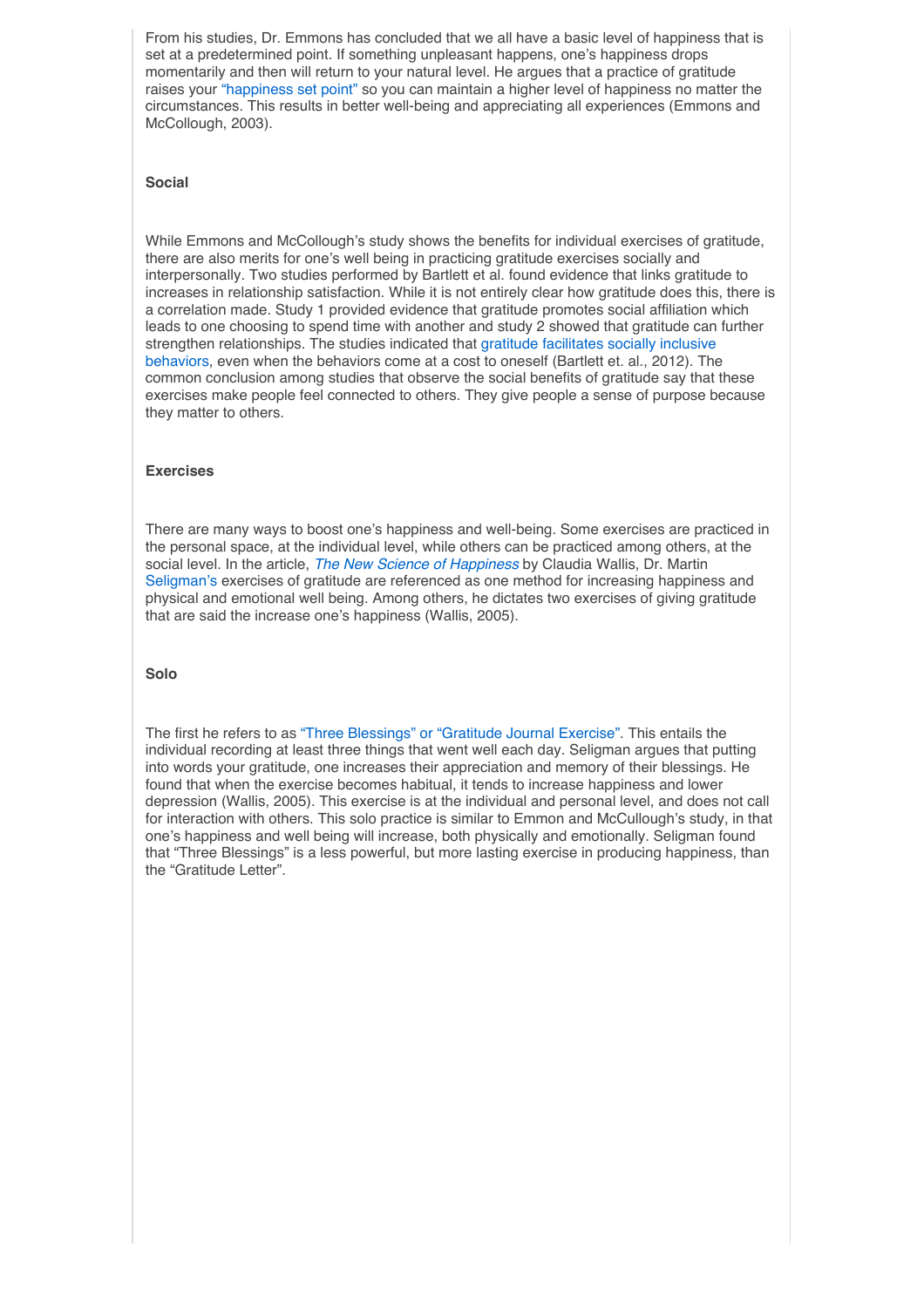From his studies, Dr. Emmons has concluded that we all have a basic level of happiness that is set at a predetermined point. If something unpleasant happens, one's happiness drops momentarily and then will return to your natural level. He argues that a practice of gratitude raises your "happiness set point" so you can maintain a higher level of happiness no matter the circumstances. This results in better well-being and appreciating all experiences (Emmons and McCollough, 2003).

**Social**

While Emmons and McCollough's study shows the benefits for individual exercises of gratitude, there are also merits for one's well being in practicing gratitude exercises socially and interpersonally. Two studies performed by Bartlett et al. found evidence that links gratitude to increases in relationship satisfaction. While it is not entirely clear how gratitude does this, there is a correlation made. Study 1 provided evidence that gratitude promotes social affiliation which leads to one choosing to spend time with another and study 2 showed that gratitude can further strengthen relationships. The studies indicated that gratitude facilitates socially inclusive behaviors, even when the behaviors come at a cost to oneself (Bartlett et. al., 2012). The common conclusion among studies that observe the social benefits of gratitude say that these exercises make people feel connected to others. They give people a sense of purpose because they matter to others.

**Exercises**

There are many ways to boost one's happiness and well-being. Some exercises are practiced in the personal space, at the individual level, while others can be practiced among others, at the social level. In the article, *The New Science of Happiness* by Claudia Wallis, Dr. Martin Seligman's exercises of gratitude are referenced as one method for increasing happiness and physical and emotional well being. Among others, he dictates two exercises of giving gratitude that are said the increase one's happiness (Wallis, 2005).

**Solo**

The first he refers to as "Three Blessings" or "Gratitude Journal Exercise". This entails the individual recording at least three things that went well each day. Seligman argues that putting into words your gratitude, one increases their appreciation and memory of their blessings. He found that when the exercise becomes habitual, it tends to increase happiness and lower depression (Wallis, 2005). This exercise is at the individual and personal level, and does not call for interaction with others. This solo practice is similar to Emmon and McCullough's study, in that one's happiness and well being will increase, both physically and emotionally. Seligman found that "Three Blessings" is a less powerful, but more lasting exercise in producing happiness, than the "Gratitude Letter".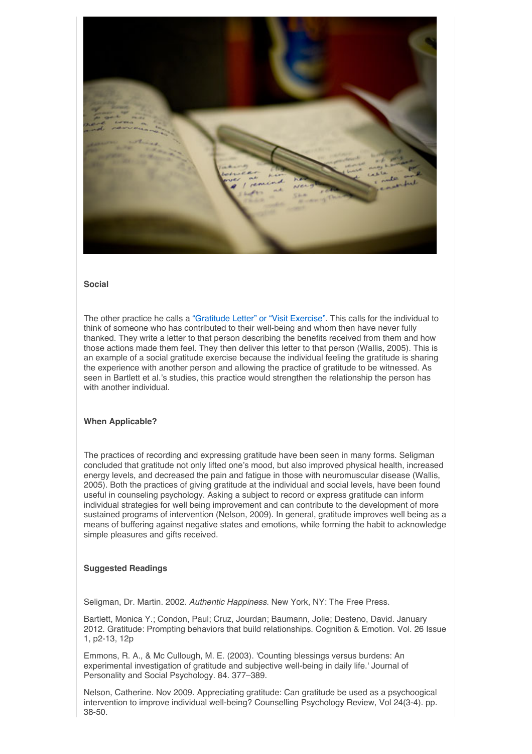### Social

The other practice he calls a "Gratitude Letter" or "Visit Exercise". This calls for the individual to think of someone who has contributed to their well-being and whom then have never fully thanked. They write a letter to that person describing the benefits received from them and how those actions made them feel. They then deliver this letter to that person (Wallis, 2005). This is an example of a social gratitude exercise because the individual feeling the gratitude is sharing the experience with another person and allowing the practice of gratitude to be witnessed. As seen in Bartlett et al.'s studies, this practice would strengthen the relationship the person has with another individual.

### When Applicable?

The practices of recording and expressing gratitude have been seen in many forms. Seligman concluded that gratitude not only lifted one's mood, but also improved physical health, increased energy levels, and decreased the pain and fatigue in those with neuromuscular disease (Wallis, 2005). Both the practices of giving gratitude at the individual and social levels, have been found useful in counseling psychology. Asking a subject to record or express gratitude can inform individual strategies for well being improvement and can contribute to the development of more sustained programs of intervention (Nelson, 2009). In general, gratitude improves well being as a means of buffering against negative states and emotions, while forming the habit to acknowledge simple pleasures and gifts received.

### Suggested Readings

Seligman, Dr. Martin. 2002. *Authentic Happiness*. New York, NY: The Free Press.

Bartlett, Monica Y.; Condon, Paul; Cruz, Jourdan; Baumann, Jolie; Desteno, David. January 2012. Gratitude: Prompting behaviors that build relationships. Cognition & Emotion. Vol. 26 Issue 1, p2-13, 12p

Emmons, R. A., & Mc Cullough, M. E. (2003). 'Counting blessings versus burdens: An experimental investigation of gratitude and subjective well-being in daily life.' Journal of Personality and Social Psychology. 84. 377–389.

Nelson, Catherine. Nov 2009. Appreciating gratitude: Can gratitude be used as a psychoogical intervention to improve individual well-being? Counselling Psychology Review, Vol 24(3-4). pp. 38-50.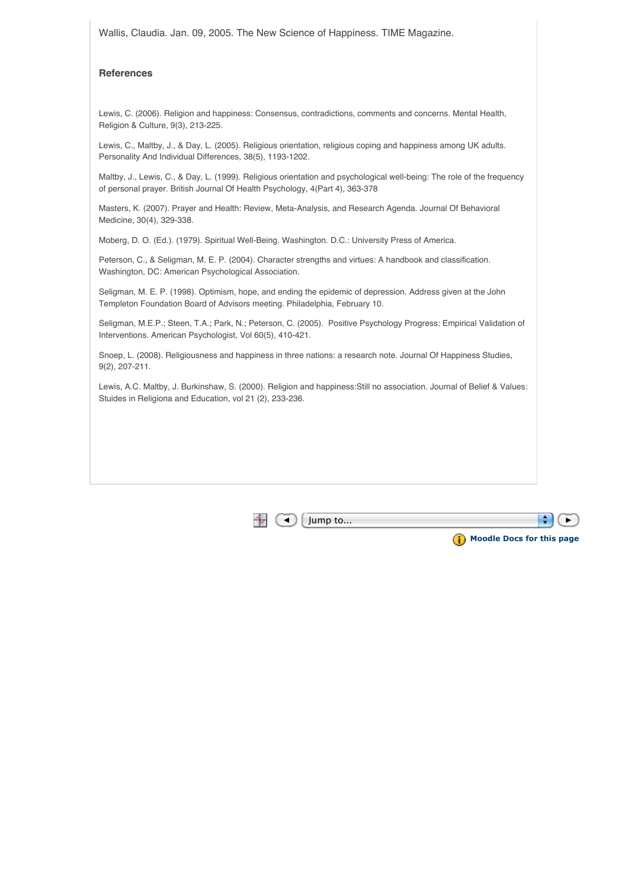Wallis, Claudia. Jan. 09, 2005. The New Science of Happiness. TIME Magazine.

### References

Lewis, C. (2006). Religion and happiness: Consensus, contradictions, comments and concerns. Mental Health, Religion & Culture, 9(3), 213-225.

Lewis, C., Maltby, J., & Day, L. (2005). Religious orientation, religious coping and happiness among UK adults. Personality And Individual Differences, 38(5), 1193-1202.

Maltby, J., Lewis, C., & Day, L. (1999). Religious orientation and psychological well-being: The role of the frequency of personal prayer. British Journal Of Health Psychology, 4(Part 4), 363-378

Masters, K. (2007). Prayer and Health: Review, Meta-Analysis, and Research Agenda. Journal Of Behavioral Medicine, 30(4), 329-338.

Moberg, D. O. (Ed.). (1979). Spiritual Well-Being. Washington. D.C.: University Press of America.

Peterson, C., & Seligman, M. E. P. (2004). Character strengths and virtues: A handbook and classification. Washington, DC: American Psychological Association.

Seligman, M. E. P. (1998). Optimism, hope, and ending the epidemic of depression. Address given at the John Templeton Foundation Board of Advisors meeting. Philadelphia, February 10.

Seligman, M.E.P.; Steen, T.A.; Park, N.; Peterson, C. (2005). Positive Psychology Progress: Empirical Validation of Interventions. American Psychologist, Vol 60(5), 410-421.

Snoep, L. (2008). Religiousness and happiness in three nations: a research note. Journal Of Happiness Studies, 9(2), 207-211.

Lewis, A.C. Maltby, J. Burkinshaw, S. (2000). Religion and happiness:Still no association. Journal of Belief & Values: Stuides in Religiona and Education, vol 21 (2), 233-236.

Jump to...

Moodle Docs for this page